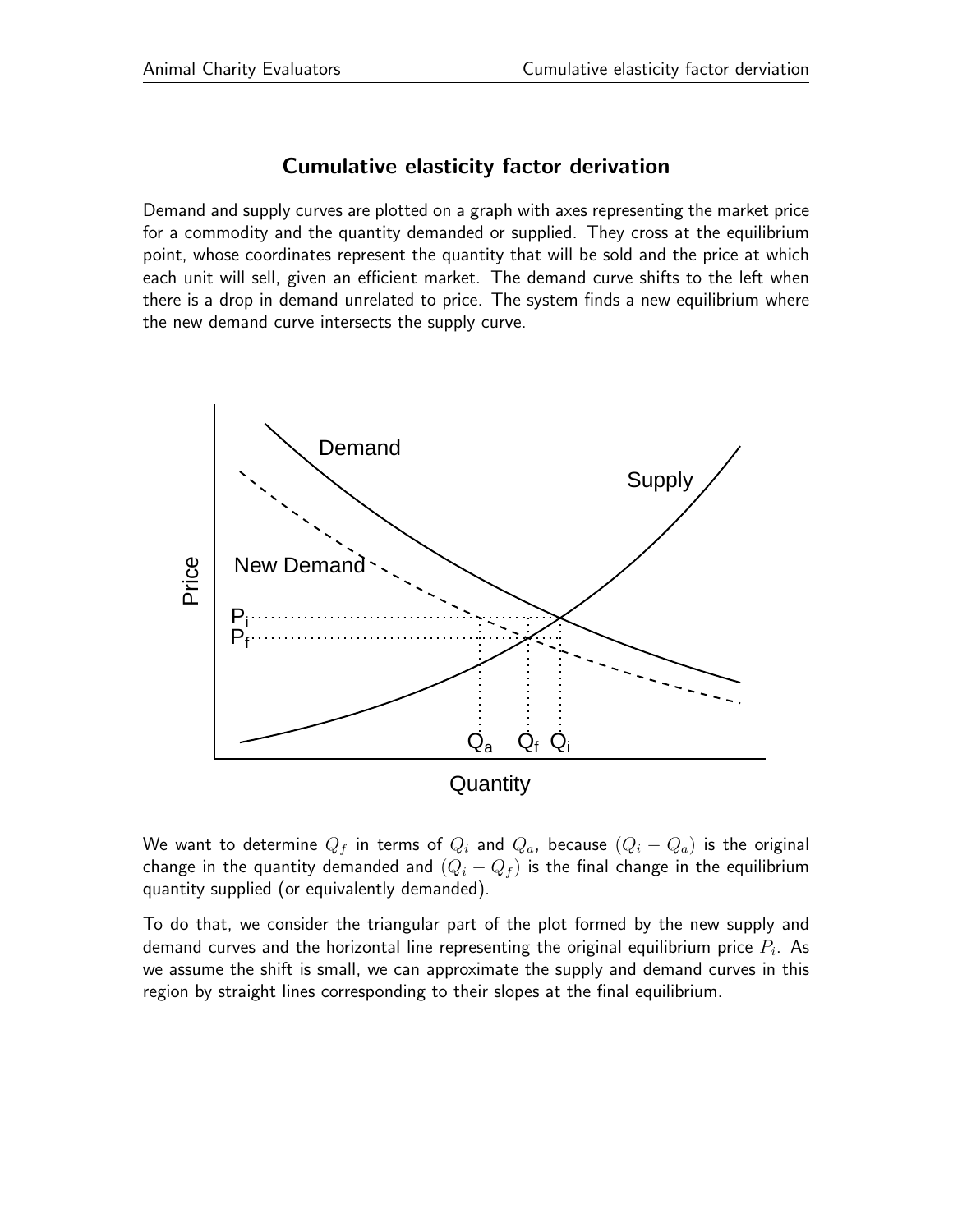## Cumulative elasticity factor derivation

Demand and supply curves are plotted on a graph with axes representing the market price for a commodity and the quantity demanded or supplied. They cross at the equilibrium point, whose coordinates represent the quantity that will be sold and the price at which each unit will sell, given an efficient market. The demand curve shifts to the left when there is a drop in demand unrelated to price. The system finds a new equilibrium where the new demand curve intersects the supply curve.

We want to determine $Q_f$ in terms of $Q_i$ and $Q_a$, because $(Q_i - Q_a)$ is the original change in the quantity demanded and $(Q_i - Q_f)$ is the final change in the equilibrium quantity supplied (or equivalently demanded).

To do that, we consider the triangular part of the plot formed by the new supply and demand curves and the horizontal line representing the original equilibrium price $P_i$. As we assume the shift is small, we can approximate the supply and demand curves in this region by straight lines corresponding to their slopes at the final equilibrium.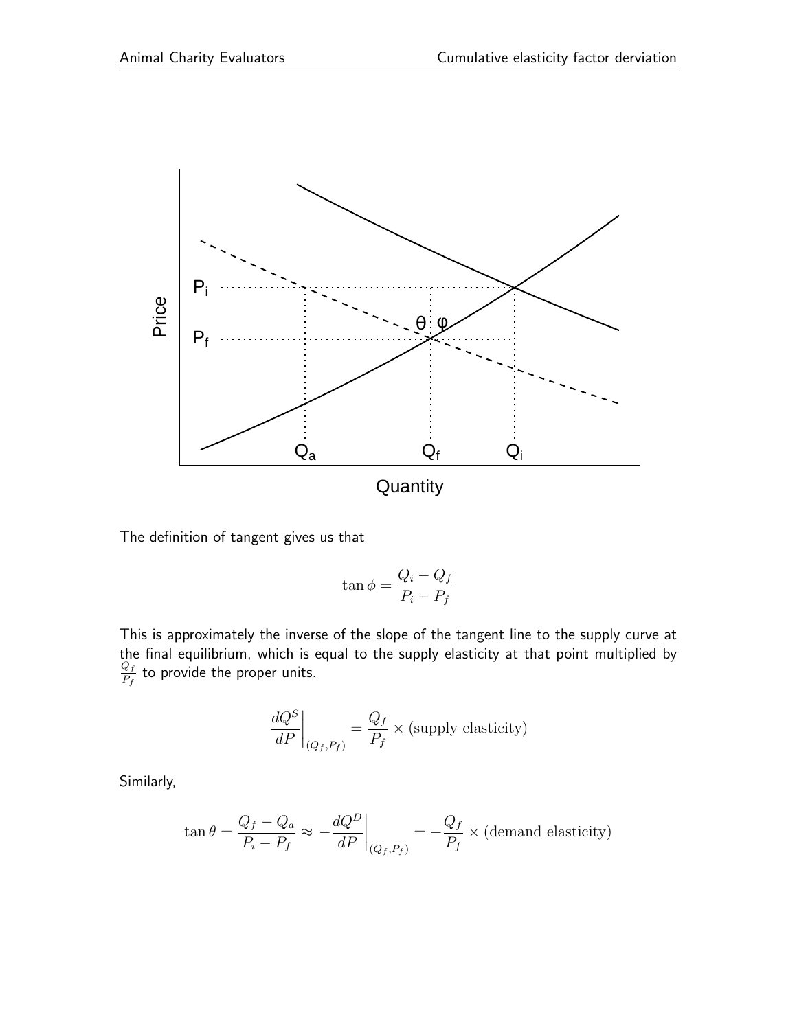The definition of tangent gives us that

$$\tan \phi = \frac{Q_i - Q_f}{P_i - P_f}$$

This is approximately the inverse of the slope of the tangent line to the supply curve at the final equilibrium, which is equal to the supply elasticity at that point multiplied by $\frac{Q_f}{P_f}$ to provide the proper units.

$$\left.\frac{dQ^S}{dP}\right|_{(Q_f, P_f)} = \frac{Q_f}{P_f} \times (\text{supply elasticity})$$

Similarly,

$$\tan \theta = \frac{Q_f - Q_a}{P_i - P_f} \approx -\left.\frac{dQ^D}{dP}\right|_{(Q_f, P_f)} = -\frac{Q_f}{P_f} \times (\text{demand elasticity})$$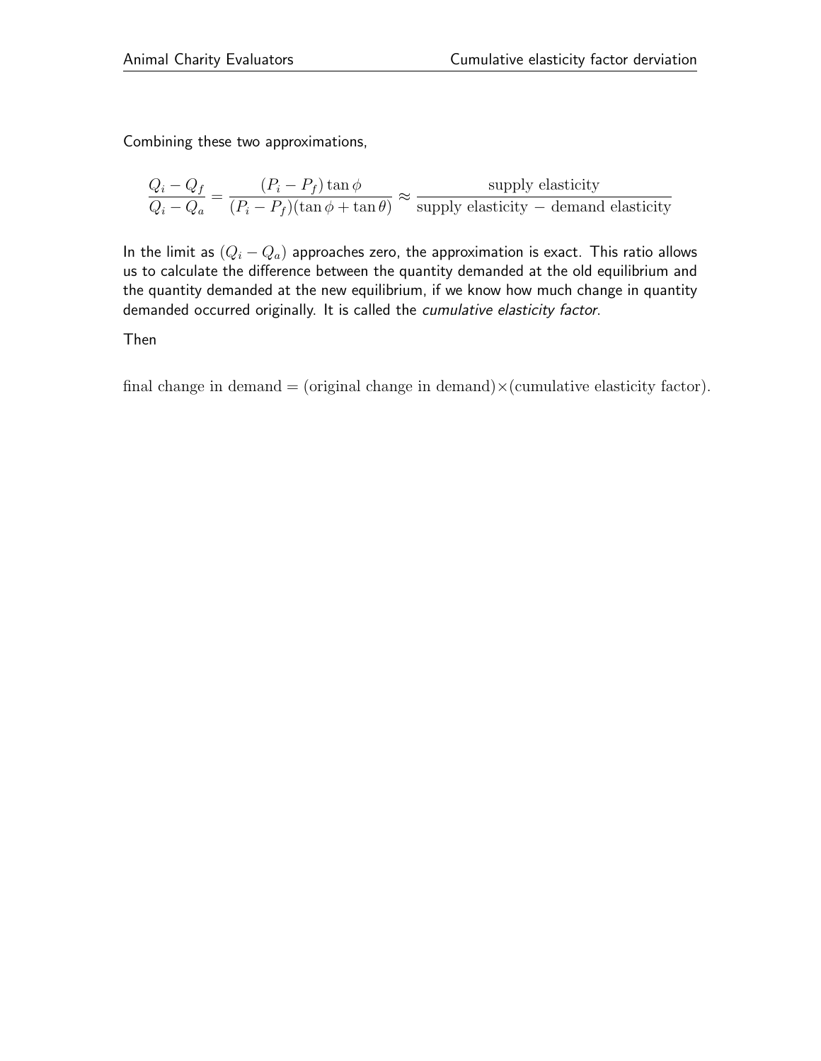Combining these two approximations,

$$\frac{Q_i - Q_f}{Q_i - Q_a} = \frac{(P_i - P_f)\tan\phi}{(P_i - P_f)(\tan\phi + \tan\theta)} \approx \frac{\text{supply elasticity}}{\text{supply elasticity} - \text{demand elasticity}}$$

In the limit as $(Q_i - Q_a)$ approaches zero, the approximation is exact. This ratio allows us to calculate the difference between the quantity demanded at the old equilibrium and the quantity demanded at the new equilibrium, if we know how much change in quantity demanded occurred originally. It is called the *cumulative elasticity factor*.

Then

$$\text{final change in demand} = (\text{original change in demand}) \times (\text{cumulative elasticity factor}).$$